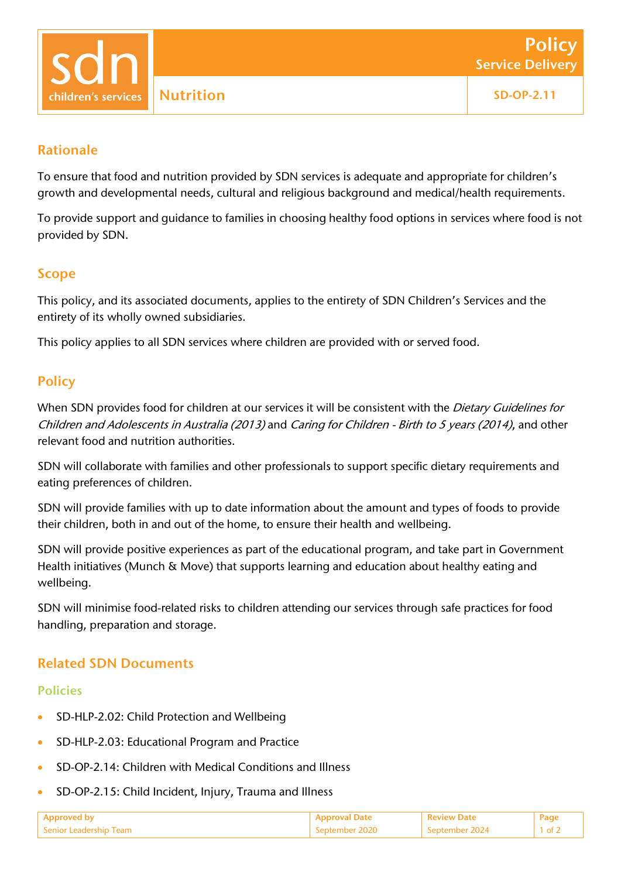# Nutrition

**Policy – Service Delivery**

**SD-OP-2.11**

## Rationale

To ensure that food and nutrition provided by SDN services is adequate and appropriate for children's growth and developmental needs, cultural and religious background and medical/health requirements.

To provide support and guidance to families in choosing healthy food options in services where food is not provided by SDN.

## Scope

This policy, and its associated documents, applies to the entirety of SDN Children's Services and the entirety of its wholly owned subsidiaries.

This policy applies to all SDN services where children are provided with or served food.

## Policy

When SDN provides food for children at our services it will be consistent with the *Dietary Guidelines for Children and Adolescents in Australia (2013)* and *Caring for Children - Birth to 5 years (2014)*, and other relevant food and nutrition authorities.

SDN will collaborate with families and other professionals to support specific dietary requirements and eating preferences of children.

SDN will provide families with up to date information about the amount and types of foods to provide their children, both in and out of the home, to ensure their health and wellbeing.

SDN will provide positive experiences as part of the educational program, and take part in Government Health initiatives (Munch & Move) that supports learning and education about healthy eating and wellbeing.

SDN will minimise food-related risks to children attending our services through safe practices for food handling, preparation and storage.

## Related SDN Documents

### Policies

- SD-HLP-2.02: Child Protection and Wellbeing
- SD-HLP-2.03: Educational Program and Practice
- SD-OP-2.14: Children with Medical Conditions and Illness
- SD-OP-2.15: Child Incident, Injury, Trauma and Illness

| Approved by | Approval Date | Review Date |
|---|---|---|
| Senior Leadership Team | September 2020 | September 2024 |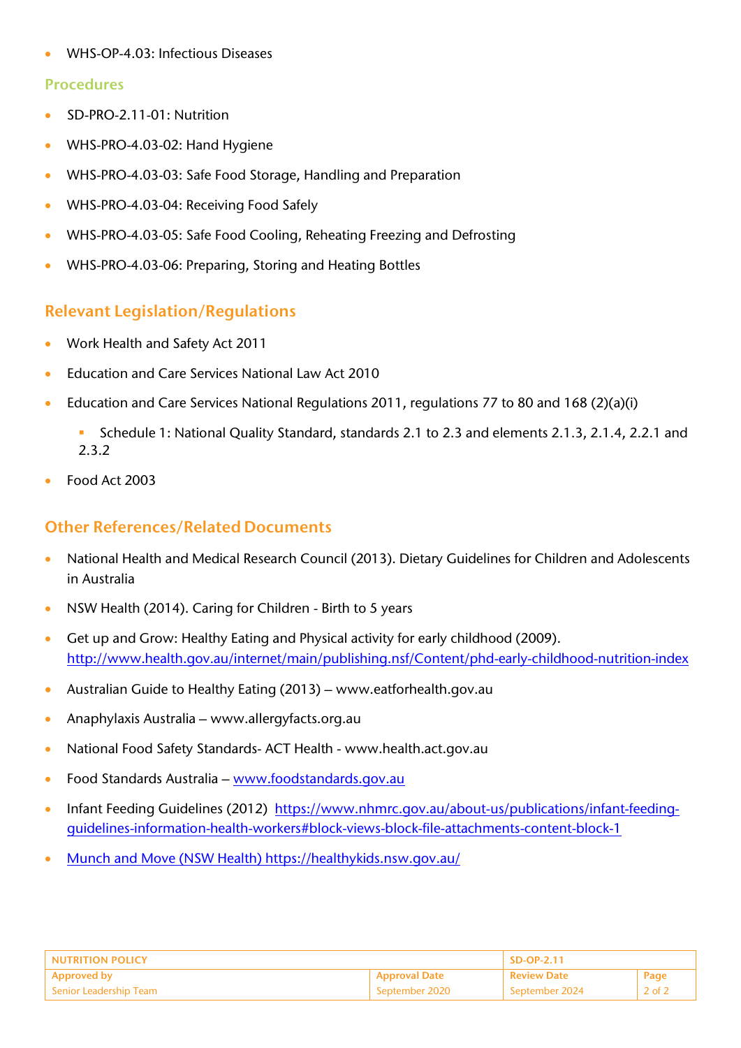- WHS-OP-4.03: Infectious Diseases

### Procedures

- SD-PRO-2.11-01: Nutrition
- WHS-PRO-4.03-02: Hand Hygiene
- WHS-PRO-4.03-03: Safe Food Storage, Handling and Preparation
- WHS-PRO-4.03-04: Receiving Food Safely
- WHS-PRO-4.03-05: Safe Food Cooling, Reheating Freezing and Defrosting
- WHS-PRO-4.03-06: Preparing, Storing and Heating Bottles

## Relevant Legislation/Regulations

- Work Health and Safety Act 2011
- Education and Care Services National Law Act 2010
- Education and Care Services National Regulations 2011, regulations 77 to 80 and 168 (2)(a)(i)
    - Schedule 1: National Quality Standard, standards 2.1 to 2.3 and elements 2.1.3, 2.1.4, 2.2.1 and 2.3.2
- Food Act 2003

## Other References/Related Documents

- National Health and Medical Research Council (2013). Dietary Guidelines for Children and Adolescents in Australia
- NSW Health (2014). Caring for Children - Birth to 5 years
- Get up and Grow: Healthy Eating and Physical activity for early childhood (2009). http://www.health.gov.au/internet/main/publishing.nsf/Content/phd-early-childhood-nutrition-index
- Australian Guide to Healthy Eating (2013) – www.eatforhealth.gov.au
- Anaphylaxis Australia – www.allergyfacts.org.au
- National Food Safety Standards- ACT Health - www.health.act.gov.au
- Food Standards Australia – www.foodstandards.gov.au
- Infant Feeding Guidelines (2012) https://www.nhmrc.gov.au/about-us/publications/infant-feeding-guidelines-information-health-workers#block-views-block-file-attachments-content-block-1
- Munch and Move (NSW Health) https://healthykids.nsw.gov.au/

| NUTRITION POLICY | | SD-OP-2.11 | |
|---|---|---|---|
| Approved by | Approval Date | Review Date | Page |
| Senior Leadership Team | September 2020 | September 2024 | 2 of 2 |